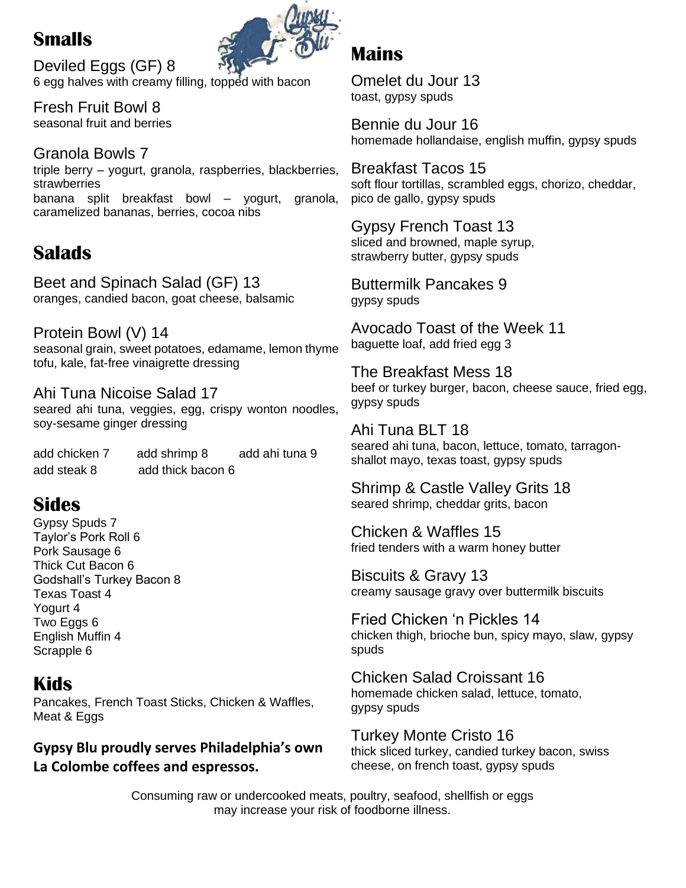## Smalls

Deviled Eggs (GF) 8
6 egg halves with creamy filling, topped with bacon

Fresh Fruit Bowl 8
seasonal fruit and berries

Granola Bowls 7
triple berry – yogurt, granola, raspberries, blackberries, strawberries
banana split breakfast bowl – yogurt, granola, caramelized bananas, berries, cocoa nibs

## Salads

Beet and Spinach Salad (GF) 13
oranges, candied bacon, goat cheese, balsamic

Protein Bowl (V) 14
seasonal grain, sweet potatoes, edamame, lemon thyme tofu, kale, fat-free vinaigrette dressing

Ahi Tuna Nicoise Salad 17
seared ahi tuna, veggies, egg, crispy wonton noodles, soy-sesame ginger dressing

add chicken 7 add shrimp 8 add ahi tuna 9
add steak 8 add thick bacon 6

## Sides

Gypsy Spuds 7
Taylor's Pork Roll 6
Pork Sausage 6
Thick Cut Bacon 6
Godshall's Turkey Bacon 8
Texas Toast 4
Yogurt 4
Two Eggs 6
English Muffin 4
Scrapple 6

## Kids

Pancakes, French Toast Sticks, Chicken & Waffles, Meat & Eggs

**Gypsy Blu proudly serves Philadelphia's own La Colombe coffees and espressos.**

## Mains

Omelet du Jour 13
toast, gypsy spuds

Bennie du Jour 16
homemade hollandaise, english muffin, gypsy spuds

Breakfast Tacos 15
soft flour tortillas, scrambled eggs, chorizo, cheddar, pico de gallo, gypsy spuds

Gypsy French Toast 13
sliced and browned, maple syrup, strawberry butter, gypsy spuds

Buttermilk Pancakes 9
gypsy spuds

Avocado Toast of the Week 11
baguette loaf, add fried egg 3

The Breakfast Mess 18
beef or turkey burger, bacon, cheese sauce, fried egg, gypsy spuds

Ahi Tuna BLT 18
seared ahi tuna, bacon, lettuce, tomato, tarragon-shallot mayo, texas toast, gypsy spuds

Shrimp & Castle Valley Grits 18
seared shrimp, cheddar grits, bacon

Chicken & Waffles 15
fried tenders with a warm honey butter

Biscuits & Gravy 13
creamy sausage gravy over buttermilk biscuits

Fried Chicken 'n Pickles 14
chicken thigh, brioche bun, spicy mayo, slaw, gypsy spuds

Chicken Salad Croissant 16
homemade chicken salad, lettuce, tomato, gypsy spuds

Turkey Monte Cristo 16
thick sliced turkey, candied turkey bacon, swiss cheese, on french toast, gypsy spuds

Consuming raw or undercooked meats, poultry, seafood, shellfish or eggs may increase your risk of foodborne illness.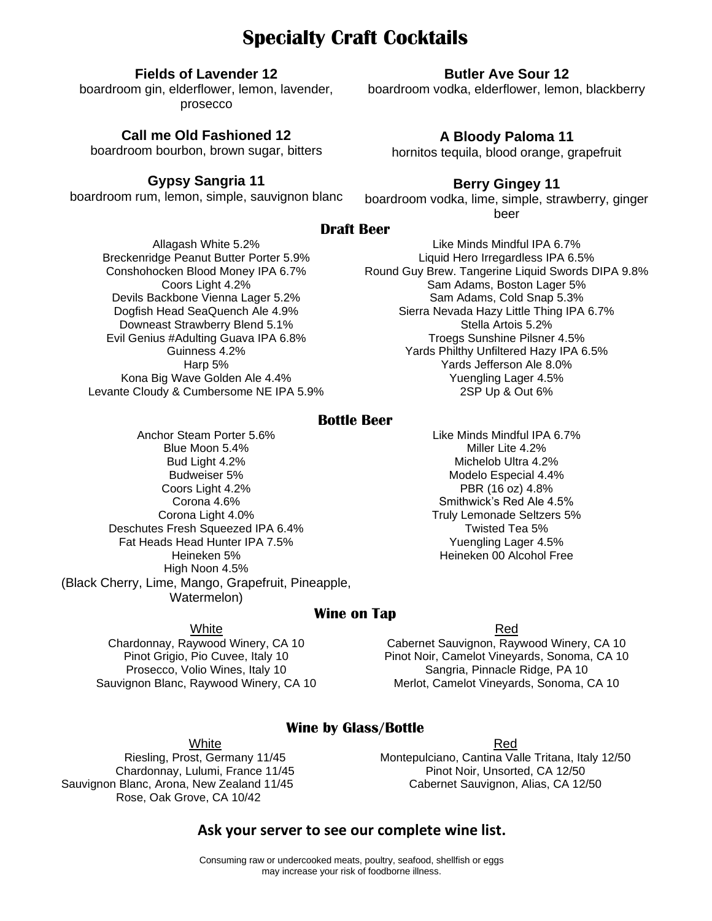# Specialty Craft Cocktails

**Fields of Lavender 12**
boardroom gin, elderflower, lemon, lavender, prosecco

**Call me Old Fashioned 12**
boardroom bourbon, brown sugar, bitters

**Gypsy Sangria 11**
boardroom rum, lemon, simple, sauvignon blanc

**Butler Ave Sour 12**
boardroom vodka, elderflower, lemon, blackberry

**A Bloody Paloma 11**
hornitos tequila, blood orange, grapefruit

**Berry Gingey 11**
boardroom vodka, lime, simple, strawberry, ginger beer

## Draft Beer

Allagash White 5.2%
Breckenridge Peanut Butter Porter 5.9%
Conshohocken Blood Money IPA 6.7%
Coors Light 4.2%
Devils Backbone Vienna Lager 5.2%
Dogfish Head SeaQuench Ale 4.9%
Downeast Strawberry Blend 5.1%
Evil Genius #Adulting Guava IPA 6.8%
Guinness 4.2%
Harp 5%
Kona Big Wave Golden Ale 4.4%
Levante Cloudy & Cumbersome NE IPA 5.9%
Like Minds Mindful IPA 6.7%
Liquid Hero Irregardless IPA 6.5%
Round Guy Brew. Tangerine Liquid Swords DIPA 9.8%
Sam Adams, Boston Lager 5%
Sam Adams, Cold Snap 5.3%
Sierra Nevada Hazy Little Thing IPA 6.7%
Stella Artois 5.2%
Troegs Sunshine Pilsner 4.5%
Yards Philthy Unfiltered Hazy IPA 6.5%
Yards Jefferson Ale 8.0%
Yuengling Lager 4.5%
2SP Up & Out 6%

## Bottle Beer

Anchor Steam Porter 5.6%
Blue Moon 5.4%
Bud Light 4.2%
Budweiser 5%
Coors Light 4.2%
Corona 4.6%
Corona Light 4.0%
Deschutes Fresh Squeezed IPA 6.4%
Fat Heads Head Hunter IPA 7.5%
Heineken 5%
High Noon 4.5%
(Black Cherry, Lime, Mango, Grapefruit, Pineapple, Watermelon)
Like Minds Mindful IPA 6.7%
Miller Lite 4.2%
Michelob Ultra 4.2%
Modelo Especial 4.4%
PBR (16 oz) 4.8%
Smithwick's Red Ale 4.5%
Truly Lemonade Seltzers 5%
Twisted Tea 5%
Yuengling Lager 4.5%
Heineken 00 Alcohol Free

## Wine on Tap

White
Chardonnay, Raywood Winery, CA 10
Pinot Grigio, Pio Cuvee, Italy 10
Prosecco, Volio Wines, Italy 10
Sauvignon Blanc, Raywood Winery, CA 10

Red
Cabernet Sauvignon, Raywood Winery, CA 10
Pinot Noir, Camelot Vineyards, Sonoma, CA 10
Sangria, Pinnacle Ridge, PA 10
Merlot, Camelot Vineyards, Sonoma, CA 10

## Wine by Glass/Bottle

White
Riesling, Prost, Germany 11/45
Chardonnay, Lulumi, France 11/45
Sauvignon Blanc, Arona, New Zealand 11/45
Rose, Oak Grove, CA 10/42

Red
Montepulciano, Cantina Valle Tritana, Italy 12/50
Pinot Noir, Unsorted, CA 12/50
Cabernet Sauvignon, Alias, CA 12/50

**Ask your server to see our complete wine list.**

Consuming raw or undercooked meats, poultry, seafood, shellfish or eggs may increase your risk of foodborne illness.